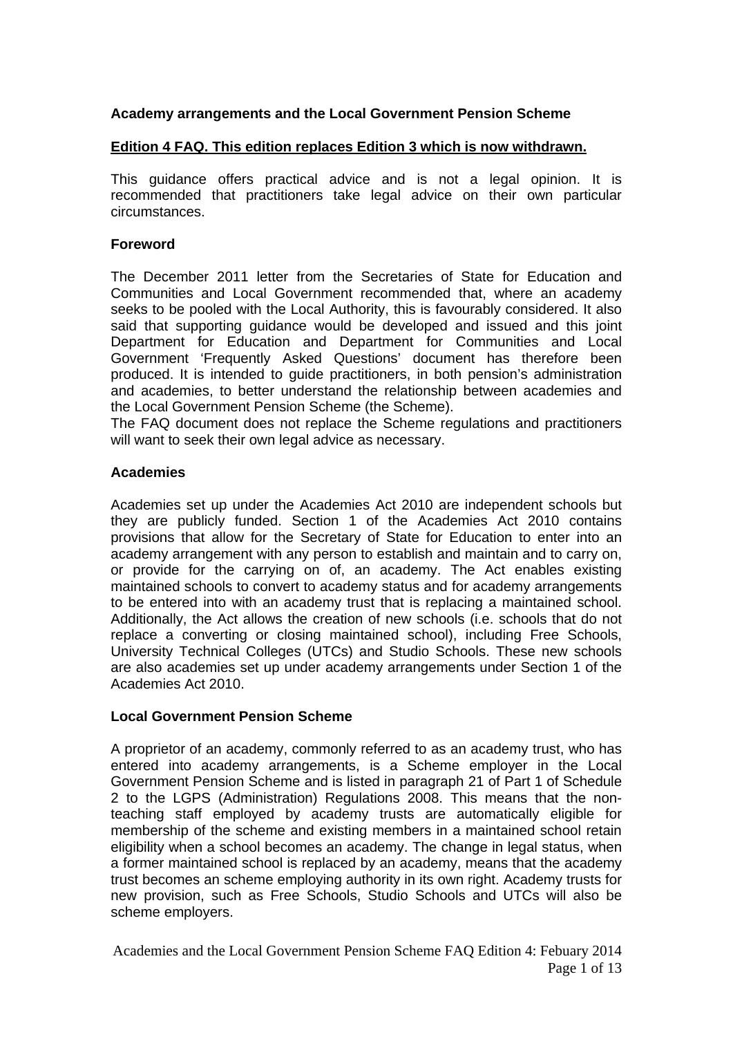**Academy arrangements and the Local Government Pension Scheme**

**Edition 4 FAQ. This edition replaces Edition 3 which is now withdrawn.**

This guidance offers practical advice and is not a legal opinion. It is recommended that practitioners take legal advice on their own particular circumstances.

## Foreword

The December 2011 letter from the Secretaries of State for Education and Communities and Local Government recommended that, where an academy seeks to be pooled with the Local Authority, this is favourably considered. It also said that supporting guidance would be developed and issued and this joint Department for Education and Department for Communities and Local Government 'Frequently Asked Questions' document has therefore been produced. It is intended to guide practitioners, in both pension's administration and academies, to better understand the relationship between academies and the Local Government Pension Scheme (the Scheme).

The FAQ document does not replace the Scheme regulations and practitioners will want to seek their own legal advice as necessary.

## Academies

Academies set up under the Academies Act 2010 are independent schools but they are publicly funded. Section 1 of the Academies Act 2010 contains provisions that allow for the Secretary of State for Education to enter into an academy arrangement with any person to establish and maintain and to carry on, or provide for the carrying on of, an academy. The Act enables existing maintained schools to convert to academy status and for academy arrangements to be entered into with an academy trust that is replacing a maintained school. Additionally, the Act allows the creation of new schools (i.e. schools that do not replace a converting or closing maintained school), including Free Schools, University Technical Colleges (UTCs) and Studio Schools. These new schools are also academies set up under academy arrangements under Section 1 of the Academies Act 2010.

## Local Government Pension Scheme

A proprietor of an academy, commonly referred to as an academy trust, who has entered into academy arrangements, is a Scheme employer in the Local Government Pension Scheme and is listed in paragraph 21 of Part 1 of Schedule 2 to the LGPS (Administration) Regulations 2008. This means that the non-teaching staff employed by academy trusts are automatically eligible for membership of the scheme and existing members in a maintained school retain eligibility when a school becomes an academy. The change in legal status, when a former maintained school is replaced by an academy, means that the academy trust becomes an scheme employing authority in its own right. Academy trusts for new provision, such as Free Schools, Studio Schools and UTCs will also be scheme employers.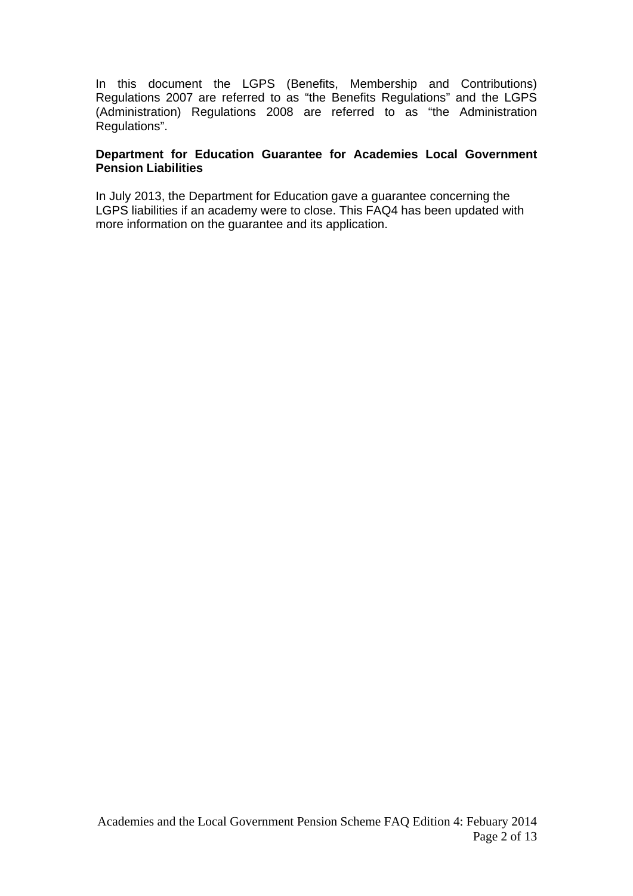In this document the LGPS (Benefits, Membership and Contributions) Regulations 2007 are referred to as "the Benefits Regulations" and the LGPS (Administration) Regulations 2008 are referred to as "the Administration Regulations".

**Department for Education Guarantee for Academies Local Government Pension Liabilities**

In July 2013, the Department for Education gave a guarantee concerning the LGPS liabilities if an academy were to close. This FAQ4 has been updated with more information on the guarantee and its application.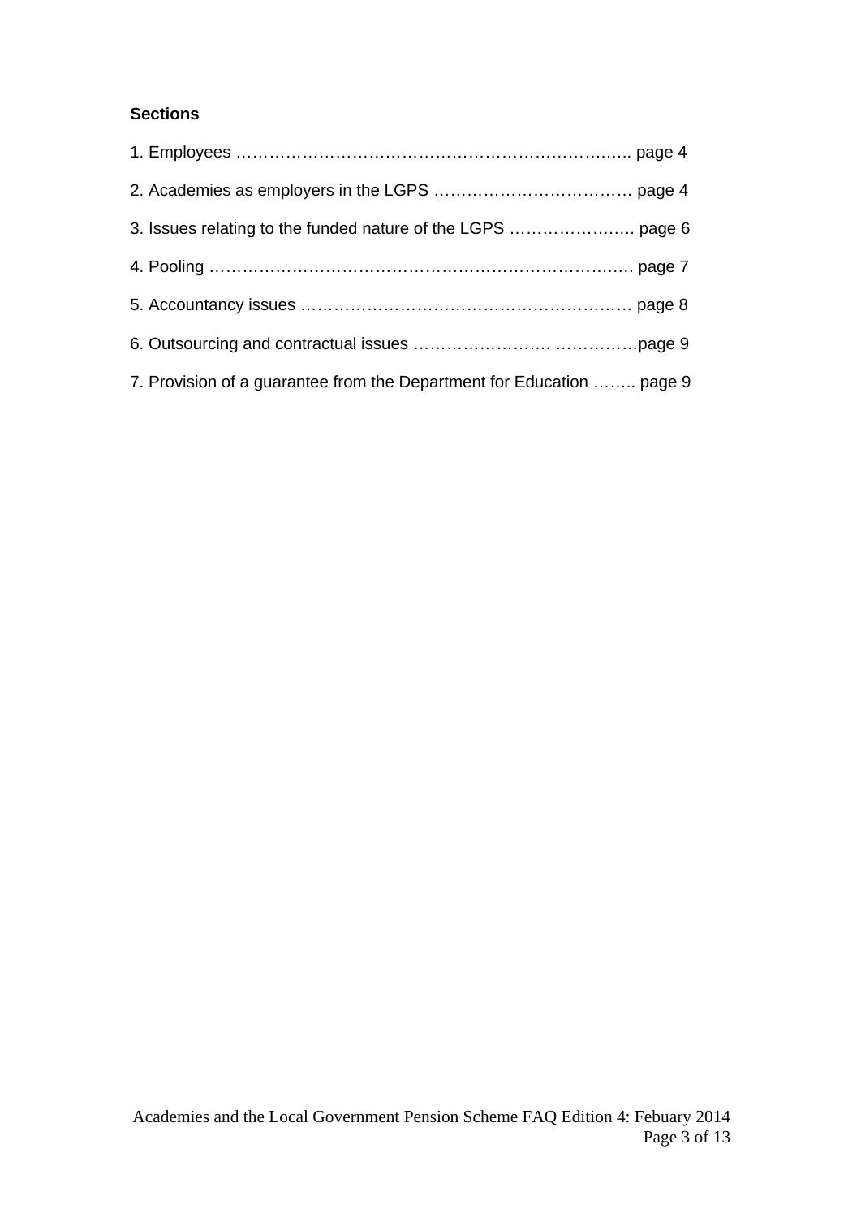**Sections**

1. Employees ………………………………………………………………….. page 4

2. Academies as employers in the LGPS ……………………………… page 4

3. Issues relating to the funded nature of the LGPS ………………….. page 6

4. Pooling ……………………………………………………………………. page 7

5. Accountancy issues …………………………………………………… page 8

6. Outsourcing and contractual issues ……………………. ……………page 9

7. Provision of a guarantee from the Department for Education …….. page 9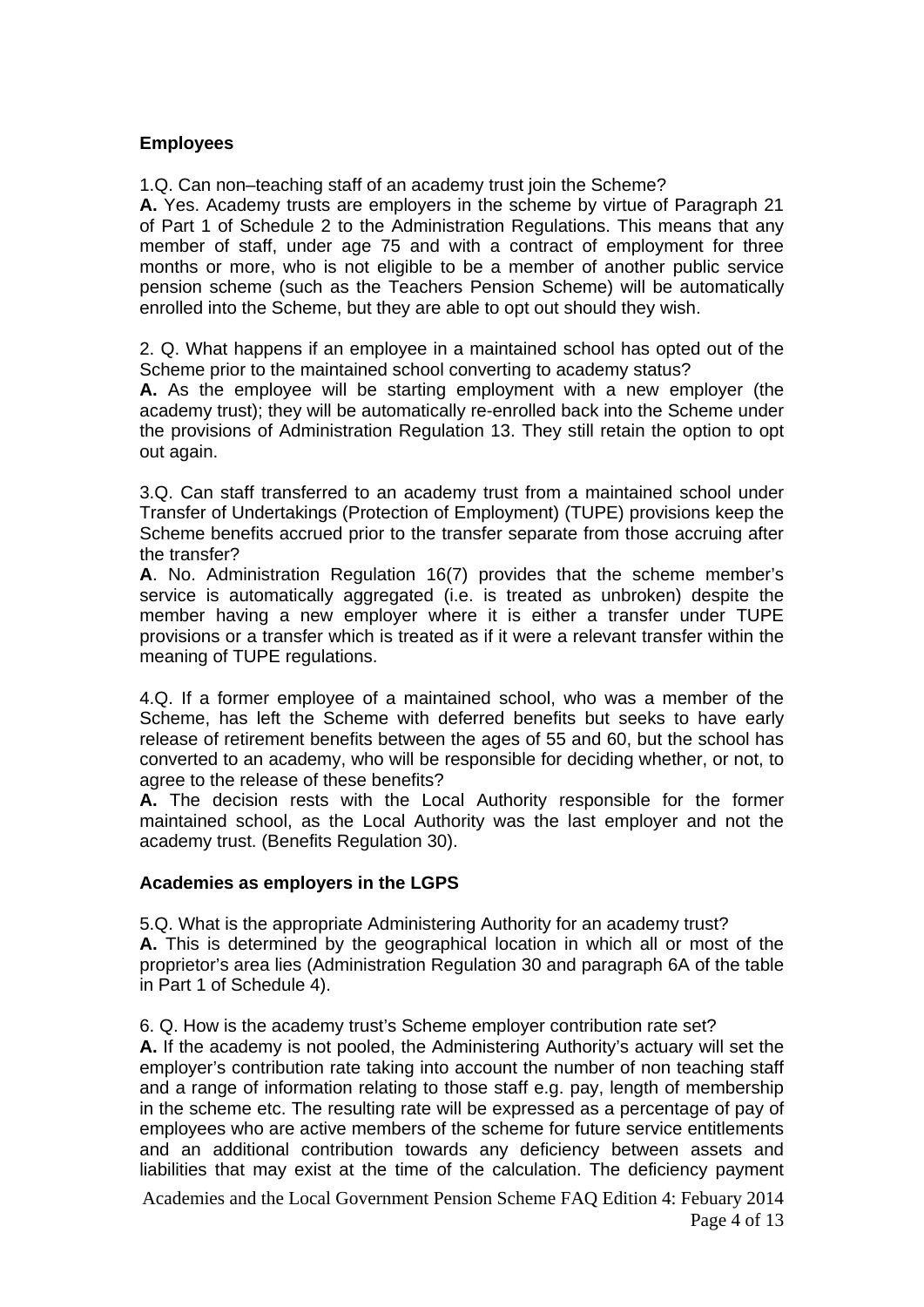**Employees**

1.Q. Can non–teaching staff of an academy trust join the Scheme?
**A.** Yes. Academy trusts are employers in the scheme by virtue of Paragraph 21 of Part 1 of Schedule 2 to the Administration Regulations. This means that any member of staff, under age 75 and with a contract of employment for three months or more, who is not eligible to be a member of another public service pension scheme (such as the Teachers Pension Scheme) will be automatically enrolled into the Scheme, but they are able to opt out should they wish.

2. Q. What happens if an employee in a maintained school has opted out of the Scheme prior to the maintained school converting to academy status?
**A.** As the employee will be starting employment with a new employer (the academy trust); they will be automatically re-enrolled back into the Scheme under the provisions of Administration Regulation 13. They still retain the option to opt out again.

3.Q. Can staff transferred to an academy trust from a maintained school under Transfer of Undertakings (Protection of Employment) (TUPE) provisions keep the Scheme benefits accrued prior to the transfer separate from those accruing after the transfer?
**A**. No. Administration Regulation 16(7) provides that the scheme member's service is automatically aggregated (i.e. is treated as unbroken) despite the member having a new employer where it is either a transfer under TUPE provisions or a transfer which is treated as if it were a relevant transfer within the meaning of TUPE regulations.

4.Q. If a former employee of a maintained school, who was a member of the Scheme, has left the Scheme with deferred benefits but seeks to have early release of retirement benefits between the ages of 55 and 60, but the school has converted to an academy, who will be responsible for deciding whether, or not, to agree to the release of these benefits?
**A.** The decision rests with the Local Authority responsible for the former maintained school, as the Local Authority was the last employer and not the academy trust. (Benefits Regulation 30).

**Academies as employers in the LGPS**

5.Q. What is the appropriate Administering Authority for an academy trust?
**A.** This is determined by the geographical location in which all or most of the proprietor's area lies (Administration Regulation 30 and paragraph 6A of the table in Part 1 of Schedule 4).

6. Q. How is the academy trust's Scheme employer contribution rate set?
**A.** If the academy is not pooled, the Administering Authority's actuary will set the employer's contribution rate taking into account the number of non teaching staff and a range of information relating to those staff e.g. pay, length of membership in the scheme etc. The resulting rate will be expressed as a percentage of pay of employees who are active members of the scheme for future service entitlements and an additional contribution towards any deficiency between assets and liabilities that may exist at the time of the calculation. The deficiency payment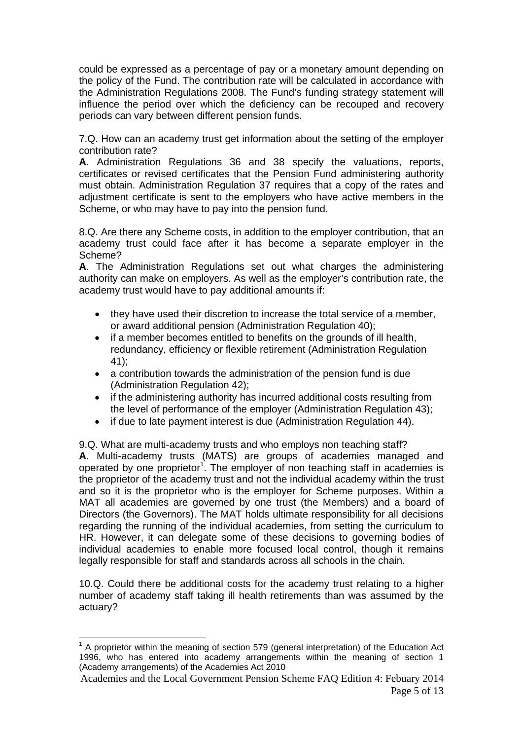could be expressed as a percentage of pay or a monetary amount depending on the policy of the Fund. The contribution rate will be calculated in accordance with the Administration Regulations 2008. The Fund's funding strategy statement will influence the period over which the deficiency can be recouped and recovery periods can vary between different pension funds.

7.Q. How can an academy trust get information about the setting of the employer contribution rate?

**A**. Administration Regulations 36 and 38 specify the valuations, reports, certificates or revised certificates that the Pension Fund administering authority must obtain. Administration Regulation 37 requires that a copy of the rates and adjustment certificate is sent to the employers who have active members in the Scheme, or who may have to pay into the pension fund.

8.Q. Are there any Scheme costs, in addition to the employer contribution, that an academy trust could face after it has become a separate employer in the Scheme?

**A**. The Administration Regulations set out what charges the administering authority can make on employers. As well as the employer's contribution rate, the academy trust would have to pay additional amounts if:

- they have used their discretion to increase the total service of a member, or award additional pension (Administration Regulation 40);
- if a member becomes entitled to benefits on the grounds of ill health, redundancy, efficiency or flexible retirement (Administration Regulation 41);
- a contribution towards the administration of the pension fund is due (Administration Regulation 42);
- if the administering authority has incurred additional costs resulting from the level of performance of the employer (Administration Regulation 43);
- if due to late payment interest is due (Administration Regulation 44).

9.Q. What are multi-academy trusts and who employs non teaching staff?

**A**. Multi-academy trusts (MATS) are groups of academies managed and operated by one proprietor[1]. The employer of non teaching staff in academies is the proprietor of the academy trust and not the individual academy within the trust and so it is the proprietor who is the employer for Scheme purposes. Within a MAT all academies are governed by one trust (the Members) and a board of Directors (the Governors). The MAT holds ultimate responsibility for all decisions regarding the running of the individual academies, from setting the curriculum to HR. However, it can delegate some of these decisions to governing bodies of individual academies to enable more focused local control, though it remains legally responsible for staff and standards across all schools in the chain.

10.Q. Could there be additional costs for the academy trust relating to a higher number of academy staff taking ill health retirements than was assumed by the actuary?

---

[1] A proprietor within the meaning of section 579 (general interpretation) of the Education Act 1996, who has entered into academy arrangements within the meaning of section 1 (Academy arrangements) of the Academies Act 2010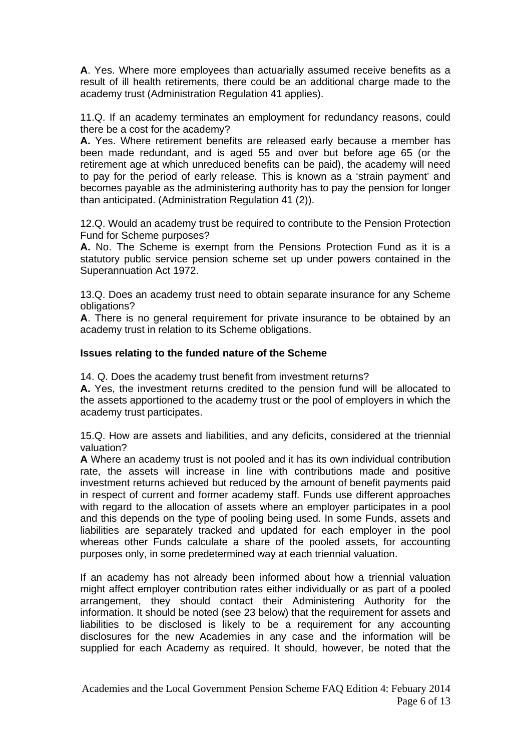**A**. Yes. Where more employees than actuarially assumed receive benefits as a result of ill health retirements, there could be an additional charge made to the academy trust (Administration Regulation 41 applies).

11.Q. If an academy terminates an employment for redundancy reasons, could there be a cost for the academy?

**A.** Yes. Where retirement benefits are released early because a member has been made redundant, and is aged 55 and over but before age 65 (or the retirement age at which unreduced benefits can be paid), the academy will need to pay for the period of early release. This is known as a 'strain payment' and becomes payable as the administering authority has to pay the pension for longer than anticipated. (Administration Regulation 41 (2)).

12.Q. Would an academy trust be required to contribute to the Pension Protection Fund for Scheme purposes?

**A.** No. The Scheme is exempt from the Pensions Protection Fund as it is a statutory public service pension scheme set up under powers contained in the Superannuation Act 1972.

13.Q. Does an academy trust need to obtain separate insurance for any Scheme obligations?

**A**. There is no general requirement for private insurance to be obtained by an academy trust in relation to its Scheme obligations.

**Issues relating to the funded nature of the Scheme**

14. Q. Does the academy trust benefit from investment returns?

**A.** Yes, the investment returns credited to the pension fund will be allocated to the assets apportioned to the academy trust or the pool of employers in which the academy trust participates.

15.Q. How are assets and liabilities, and any deficits, considered at the triennial valuation?

**A** Where an academy trust is not pooled and it has its own individual contribution rate, the assets will increase in line with contributions made and positive investment returns achieved but reduced by the amount of benefit payments paid in respect of current and former academy staff. Funds use different approaches with regard to the allocation of assets where an employer participates in a pool and this depends on the type of pooling being used. In some Funds, assets and liabilities are separately tracked and updated for each employer in the pool whereas other Funds calculate a share of the pooled assets, for accounting purposes only, in some predetermined way at each triennial valuation.

If an academy has not already been informed about how a triennial valuation might affect employer contribution rates either individually or as part of a pooled arrangement, they should contact their Administering Authority for the information. It should be noted (see 23 below) that the requirement for assets and liabilities to be disclosed is likely to be a requirement for any accounting disclosures for the new Academies in any case and the information will be supplied for each Academy as required. It should, however, be noted that the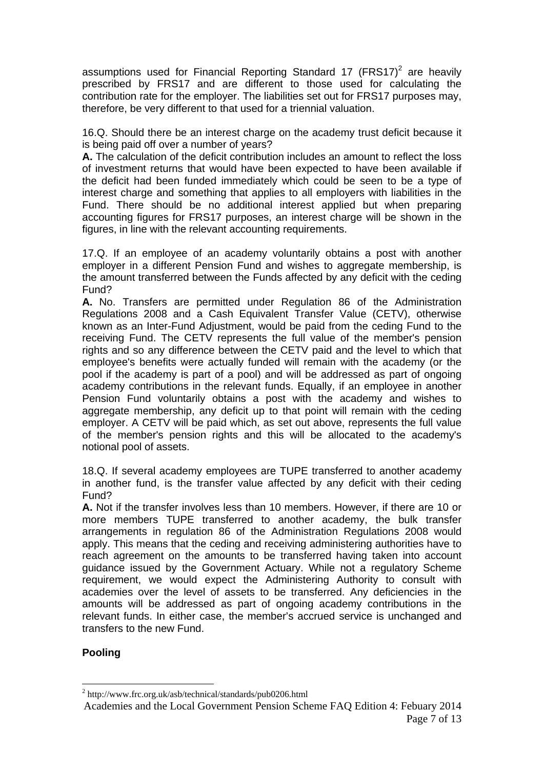assumptions used for Financial Reporting Standard 17 (FRS17)[2] are heavily prescribed by FRS17 and are different to those used for calculating the contribution rate for the employer. The liabilities set out for FRS17 purposes may, therefore, be very different to that used for a triennial valuation.

16.Q. Should there be an interest charge on the academy trust deficit because it is being paid off over a number of years?

**A.** The calculation of the deficit contribution includes an amount to reflect the loss of investment returns that would have been expected to have been available if the deficit had been funded immediately which could be seen to be a type of interest charge and something that applies to all employers with liabilities in the Fund. There should be no additional interest applied but when preparing accounting figures for FRS17 purposes, an interest charge will be shown in the figures, in line with the relevant accounting requirements.

17.Q. If an employee of an academy voluntarily obtains a post with another employer in a different Pension Fund and wishes to aggregate membership, is the amount transferred between the Funds affected by any deficit with the ceding Fund?

**A.** No. Transfers are permitted under Regulation 86 of the Administration Regulations 2008 and a Cash Equivalent Transfer Value (CETV), otherwise known as an Inter-Fund Adjustment, would be paid from the ceding Fund to the receiving Fund. The CETV represents the full value of the member's pension rights and so any difference between the CETV paid and the level to which that employee's benefits were actually funded will remain with the academy (or the pool if the academy is part of a pool) and will be addressed as part of ongoing academy contributions in the relevant funds. Equally, if an employee in another Pension Fund voluntarily obtains a post with the academy and wishes to aggregate membership, any deficit up to that point will remain with the ceding employer. A CETV will be paid which, as set out above, represents the full value of the member's pension rights and this will be allocated to the academy's notional pool of assets.

18.Q. If several academy employees are TUPE transferred to another academy in another fund, is the transfer value affected by any deficit with their ceding Fund?

**A.** Not if the transfer involves less than 10 members. However, if there are 10 or more members TUPE transferred to another academy, the bulk transfer arrangements in regulation 86 of the Administration Regulations 2008 would apply. This means that the ceding and receiving administering authorities have to reach agreement on the amounts to be transferred having taken into account guidance issued by the Government Actuary. While not a regulatory Scheme requirement, we would expect the Administering Authority to consult with academies over the level of assets to be transferred. Any deficiencies in the amounts will be addressed as part of ongoing academy contributions in the relevant funds. In either case, the member's accrued service is unchanged and transfers to the new Fund.

**Pooling**

[2] http://www.frc.org.uk/asb/technical/standards/pub0206.html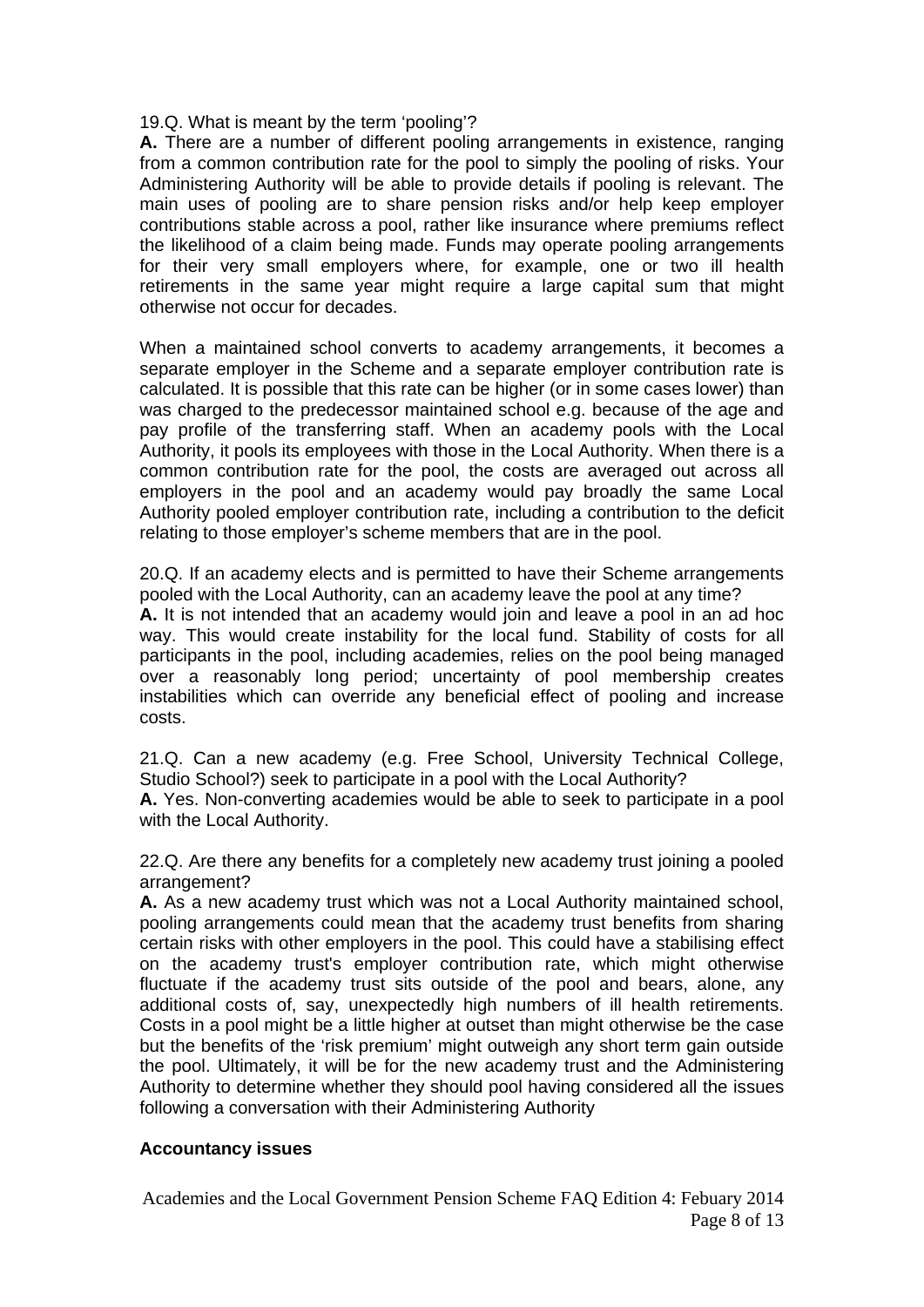19.Q. What is meant by the term 'pooling'?

**A.** There are a number of different pooling arrangements in existence, ranging from a common contribution rate for the pool to simply the pooling of risks. Your Administering Authority will be able to provide details if pooling is relevant. The main uses of pooling are to share pension risks and/or help keep employer contributions stable across a pool, rather like insurance where premiums reflect the likelihood of a claim being made. Funds may operate pooling arrangements for their very small employers where, for example, one or two ill health retirements in the same year might require a large capital sum that might otherwise not occur for decades.

When a maintained school converts to academy arrangements, it becomes a separate employer in the Scheme and a separate employer contribution rate is calculated. It is possible that this rate can be higher (or in some cases lower) than was charged to the predecessor maintained school e.g. because of the age and pay profile of the transferring staff. When an academy pools with the Local Authority, it pools its employees with those in the Local Authority. When there is a common contribution rate for the pool, the costs are averaged out across all employers in the pool and an academy would pay broadly the same Local Authority pooled employer contribution rate, including a contribution to the deficit relating to those employer's scheme members that are in the pool.

20.Q. If an academy elects and is permitted to have their Scheme arrangements pooled with the Local Authority, can an academy leave the pool at any time?

**A.** It is not intended that an academy would join and leave a pool in an ad hoc way. This would create instability for the local fund. Stability of costs for all participants in the pool, including academies, relies on the pool being managed over a reasonably long period; uncertainty of pool membership creates instabilities which can override any beneficial effect of pooling and increase costs.

21.Q. Can a new academy (e.g. Free School, University Technical College, Studio School?) seek to participate in a pool with the Local Authority?

**A.** Yes. Non-converting academies would be able to seek to participate in a pool with the Local Authority.

22.Q. Are there any benefits for a completely new academy trust joining a pooled arrangement?

**A.** As a new academy trust which was not a Local Authority maintained school, pooling arrangements could mean that the academy trust benefits from sharing certain risks with other employers in the pool. This could have a stabilising effect on the academy trust's employer contribution rate, which might otherwise fluctuate if the academy trust sits outside of the pool and bears, alone, any additional costs of, say, unexpectedly high numbers of ill health retirements. Costs in a pool might be a little higher at outset than might otherwise be the case but the benefits of the 'risk premium' might outweigh any short term gain outside the pool. Ultimately, it will be for the new academy trust and the Administering Authority to determine whether they should pool having considered all the issues following a conversation with their Administering Authority

**Accountancy issues**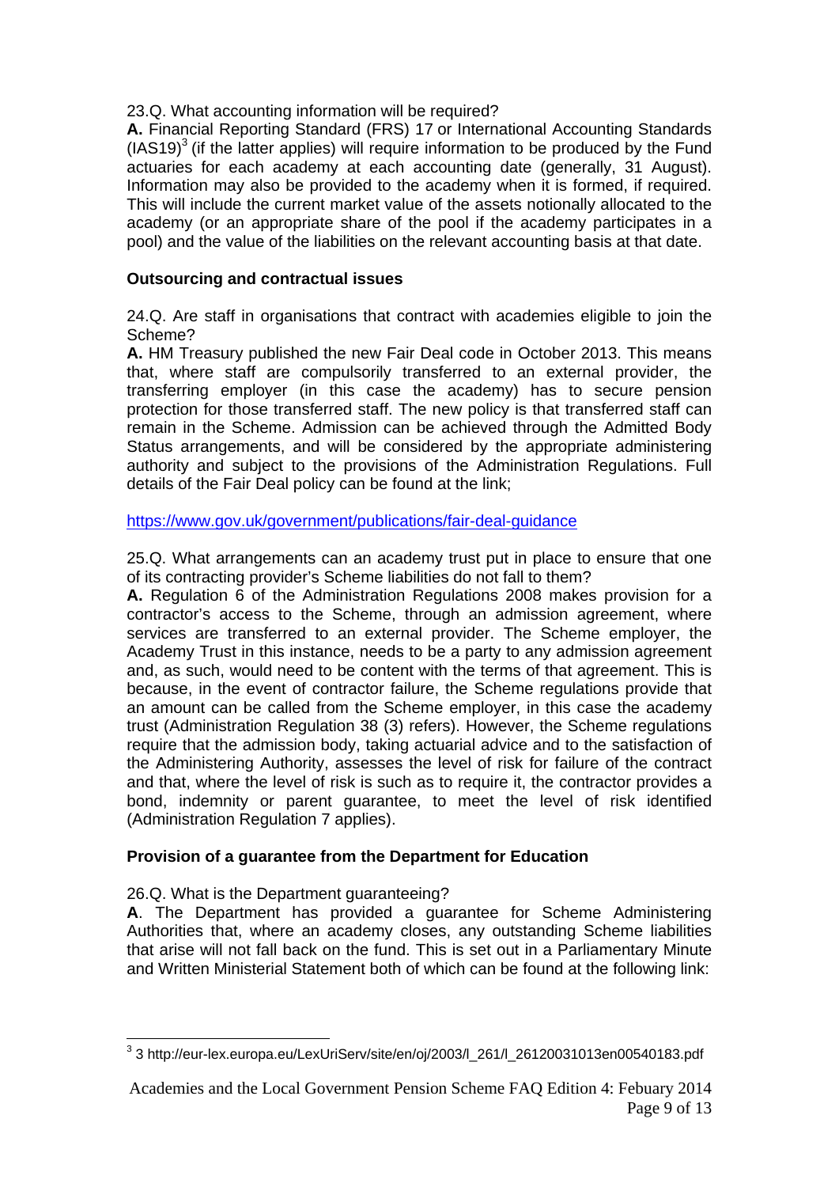23.Q. What accounting information will be required?

**A.** Financial Reporting Standard (FRS) 17 or International Accounting Standards (IAS19)[3] (if the latter applies) will require information to be produced by the Fund actuaries for each academy at each accounting date (generally, 31 August). Information may also be provided to the academy when it is formed, if required. This will include the current market value of the assets notionally allocated to the academy (or an appropriate share of the pool if the academy participates in a pool) and the value of the liabilities on the relevant accounting basis at that date.

## Outsourcing and contractual issues

24.Q. Are staff in organisations that contract with academies eligible to join the Scheme?

**A.** HM Treasury published the new Fair Deal code in October 2013. This means that, where staff are compulsorily transferred to an external provider, the transferring employer (in this case the academy) has to secure pension protection for those transferred staff. The new policy is that transferred staff can remain in the Scheme. Admission can be achieved through the Admitted Body Status arrangements, and will be considered by the appropriate administering authority and subject to the provisions of the Administration Regulations. Full details of the Fair Deal policy can be found at the link;

https://www.gov.uk/government/publications/fair-deal-guidance

25.Q. What arrangements can an academy trust put in place to ensure that one of its contracting provider's Scheme liabilities do not fall to them?

**A.** Regulation 6 of the Administration Regulations 2008 makes provision for a contractor's access to the Scheme, through an admission agreement, where services are transferred to an external provider. The Scheme employer, the Academy Trust in this instance, needs to be a party to any admission agreement and, as such, would need to be content with the terms of that agreement. This is because, in the event of contractor failure, the Scheme regulations provide that an amount can be called from the Scheme employer, in this case the academy trust (Administration Regulation 38 (3) refers). However, the Scheme regulations require that the admission body, taking actuarial advice and to the satisfaction of the Administering Authority, assesses the level of risk for failure of the contract and that, where the level of risk is such as to require it, the contractor provides a bond, indemnity or parent guarantee, to meet the level of risk identified (Administration Regulation 7 applies).

## Provision of a guarantee from the Department for Education

26.Q. What is the Department guaranteeing?

**A**. The Department has provided a guarantee for Scheme Administering Authorities that, where an academy closes, any outstanding Scheme liabilities that arise will not fall back on the fund. This is set out in a Parliamentary Minute and Written Ministerial Statement both of which can be found at the following link:

[3] 3 http://eur-lex.europa.eu/LexUriServ/site/en/oj/2003/l_261/l_26120031013en00540183.pdf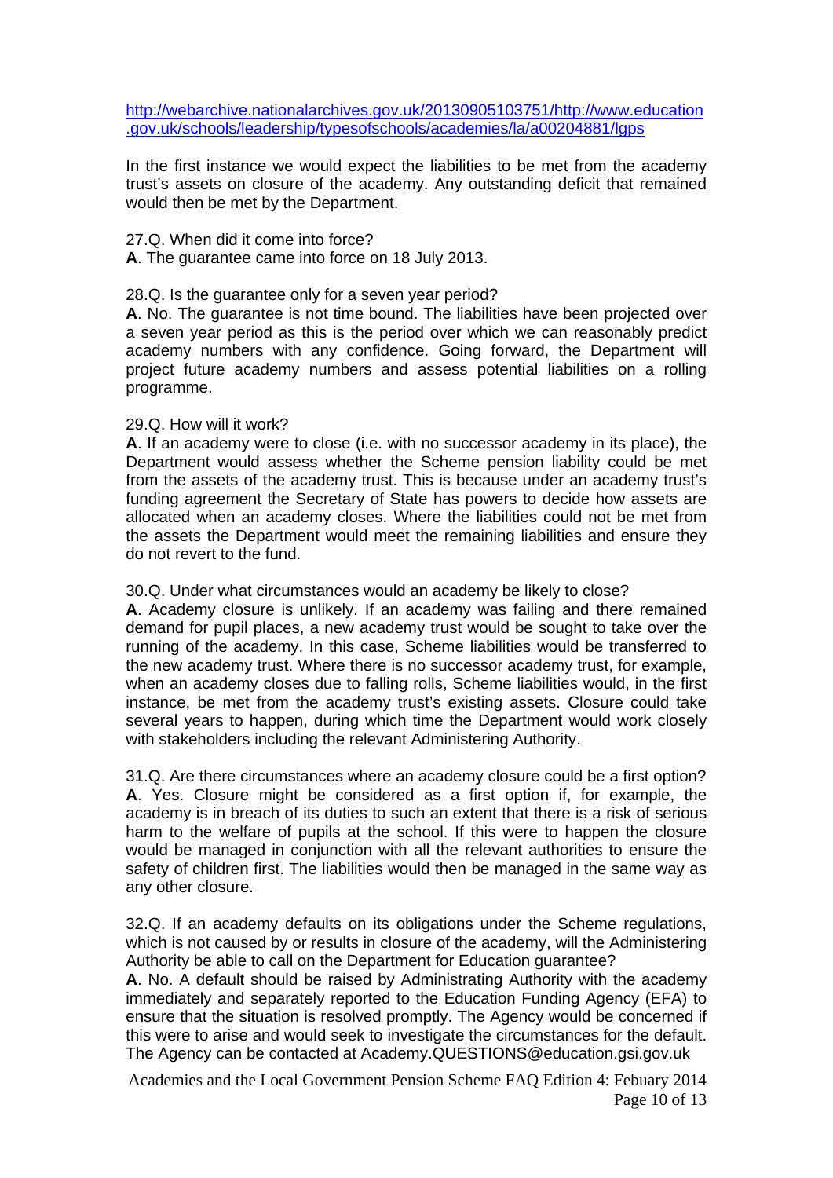http://webarchive.nationalarchives.gov.uk/20130905103751/http://www.education.gov.uk/schools/leadership/typesofschools/academies/la/a00204881/lgps

In the first instance we would expect the liabilities to be met from the academy trust's assets on closure of the academy. Any outstanding deficit that remained would then be met by the Department.

27.Q. When did it come into force?
**A**. The guarantee came into force on 18 July 2013.

28.Q. Is the guarantee only for a seven year period?
**A**. No. The guarantee is not time bound. The liabilities have been projected over a seven year period as this is the period over which we can reasonably predict academy numbers with any confidence. Going forward, the Department will project future academy numbers and assess potential liabilities on a rolling programme.

29.Q. How will it work?
**A**. If an academy were to close (i.e. with no successor academy in its place), the Department would assess whether the Scheme pension liability could be met from the assets of the academy trust. This is because under an academy trust's funding agreement the Secretary of State has powers to decide how assets are allocated when an academy closes. Where the liabilities could not be met from the assets the Department would meet the remaining liabilities and ensure they do not revert to the fund.

30.Q. Under what circumstances would an academy be likely to close?
**A**. Academy closure is unlikely. If an academy was failing and there remained demand for pupil places, a new academy trust would be sought to take over the running of the academy. In this case, Scheme liabilities would be transferred to the new academy trust. Where there is no successor academy trust, for example, when an academy closes due to falling rolls, Scheme liabilities would, in the first instance, be met from the academy trust's existing assets. Closure could take several years to happen, during which time the Department would work closely with stakeholders including the relevant Administering Authority.

31.Q. Are there circumstances where an academy closure could be a first option?
**A**. Yes. Closure might be considered as a first option if, for example, the academy is in breach of its duties to such an extent that there is a risk of serious harm to the welfare of pupils at the school. If this were to happen the closure would be managed in conjunction with all the relevant authorities to ensure the safety of children first. The liabilities would then be managed in the same way as any other closure.

32.Q. If an academy defaults on its obligations under the Scheme regulations, which is not caused by or results in closure of the academy, will the Administering Authority be able to call on the Department for Education guarantee?
**A**. No. A default should be raised by Administrating Authority with the academy immediately and separately reported to the Education Funding Agency (EFA) to ensure that the situation is resolved promptly. The Agency would be concerned if this were to arise and would seek to investigate the circumstances for the default. The Agency can be contacted at Academy.QUESTIONS@education.gsi.gov.uk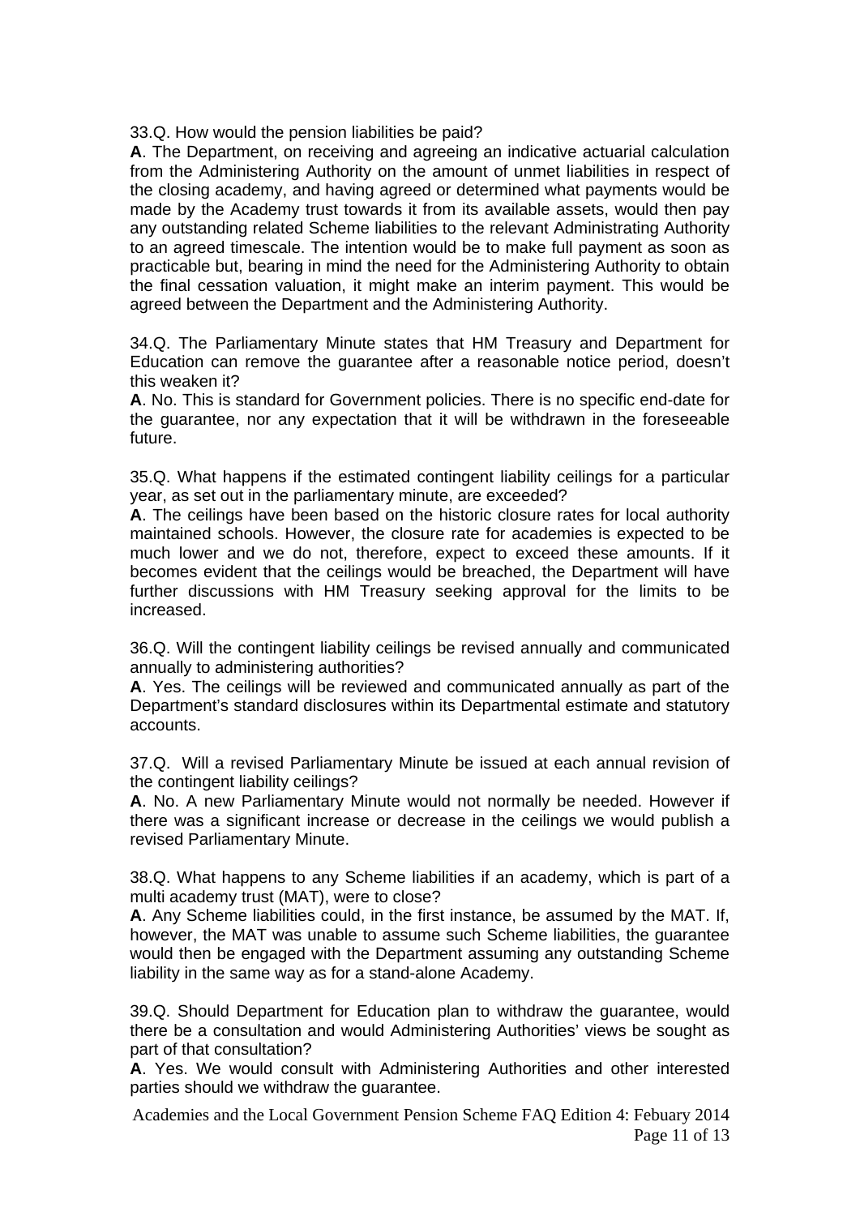33.Q. How would the pension liabilities be paid?

**A**. The Department, on receiving and agreeing an indicative actuarial calculation from the Administering Authority on the amount of unmet liabilities in respect of the closing academy, and having agreed or determined what payments would be made by the Academy trust towards it from its available assets, would then pay any outstanding related Scheme liabilities to the relevant Administrating Authority to an agreed timescale. The intention would be to make full payment as soon as practicable but, bearing in mind the need for the Administering Authority to obtain the final cessation valuation, it might make an interim payment. This would be agreed between the Department and the Administering Authority.

34.Q. The Parliamentary Minute states that HM Treasury and Department for Education can remove the guarantee after a reasonable notice period, doesn't this weaken it?

**A**. No. This is standard for Government policies. There is no specific end-date for the guarantee, nor any expectation that it will be withdrawn in the foreseeable future.

35.Q. What happens if the estimated contingent liability ceilings for a particular year, as set out in the parliamentary minute, are exceeded?

**A**. The ceilings have been based on the historic closure rates for local authority maintained schools. However, the closure rate for academies is expected to be much lower and we do not, therefore, expect to exceed these amounts. If it becomes evident that the ceilings would be breached, the Department will have further discussions with HM Treasury seeking approval for the limits to be increased.

36.Q. Will the contingent liability ceilings be revised annually and communicated annually to administering authorities?

**A**. Yes. The ceilings will be reviewed and communicated annually as part of the Department's standard disclosures within its Departmental estimate and statutory accounts.

37.Q. Will a revised Parliamentary Minute be issued at each annual revision of the contingent liability ceilings?

**A**. No. A new Parliamentary Minute would not normally be needed. However if there was a significant increase or decrease in the ceilings we would publish a revised Parliamentary Minute.

38.Q. What happens to any Scheme liabilities if an academy, which is part of a multi academy trust (MAT), were to close?

**A**. Any Scheme liabilities could, in the first instance, be assumed by the MAT. If, however, the MAT was unable to assume such Scheme liabilities, the guarantee would then be engaged with the Department assuming any outstanding Scheme liability in the same way as for a stand-alone Academy.

39.Q. Should Department for Education plan to withdraw the guarantee, would there be a consultation and would Administering Authorities' views be sought as part of that consultation?

**A**. Yes. We would consult with Administering Authorities and other interested parties should we withdraw the guarantee.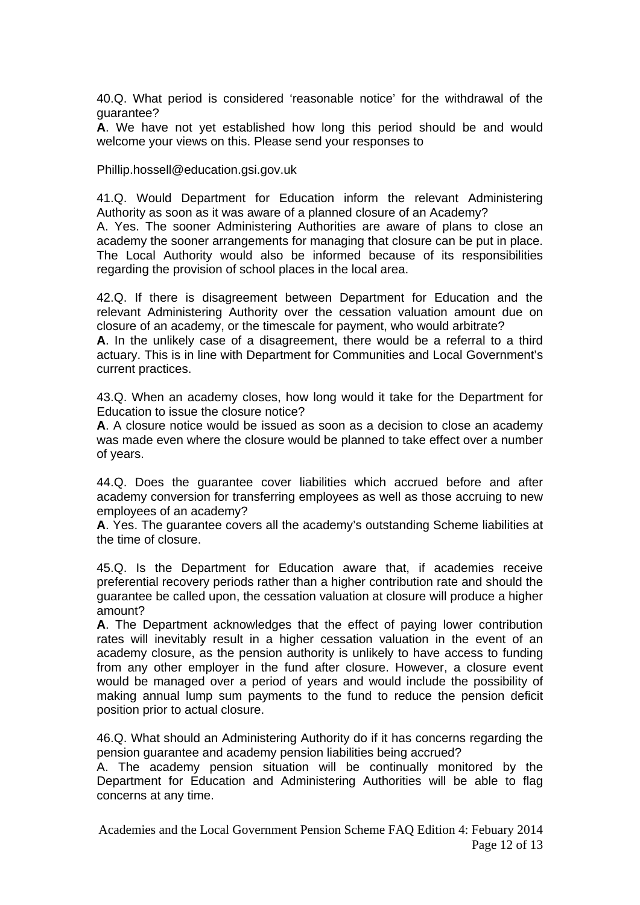40.Q. What period is considered 'reasonable notice' for the withdrawal of the guarantee?

**A**. We have not yet established how long this period should be and would welcome your views on this. Please send your responses to

Phillip.hossell@education.gsi.gov.uk

41.Q. Would Department for Education inform the relevant Administering Authority as soon as it was aware of a planned closure of an Academy?

A. Yes. The sooner Administering Authorities are aware of plans to close an academy the sooner arrangements for managing that closure can be put in place. The Local Authority would also be informed because of its responsibilities regarding the provision of school places in the local area.

42.Q. If there is disagreement between Department for Education and the relevant Administering Authority over the cessation valuation amount due on closure of an academy, or the timescale for payment, who would arbitrate?

**A**. In the unlikely case of a disagreement, there would be a referral to a third actuary. This is in line with Department for Communities and Local Government's current practices.

43.Q. When an academy closes, how long would it take for the Department for Education to issue the closure notice?

**A**. A closure notice would be issued as soon as a decision to close an academy was made even where the closure would be planned to take effect over a number of years.

44.Q. Does the guarantee cover liabilities which accrued before and after academy conversion for transferring employees as well as those accruing to new employees of an academy?

**A**. Yes. The guarantee covers all the academy's outstanding Scheme liabilities at the time of closure.

45.Q. Is the Department for Education aware that, if academies receive preferential recovery periods rather than a higher contribution rate and should the guarantee be called upon, the cessation valuation at closure will produce a higher amount?

**A**. The Department acknowledges that the effect of paying lower contribution rates will inevitably result in a higher cessation valuation in the event of an academy closure, as the pension authority is unlikely to have access to funding from any other employer in the fund after closure. However, a closure event would be managed over a period of years and would include the possibility of making annual lump sum payments to the fund to reduce the pension deficit position prior to actual closure.

46.Q. What should an Administering Authority do if it has concerns regarding the pension guarantee and academy pension liabilities being accrued?

A. The academy pension situation will be continually monitored by the Department for Education and Administering Authorities will be able to flag concerns at any time.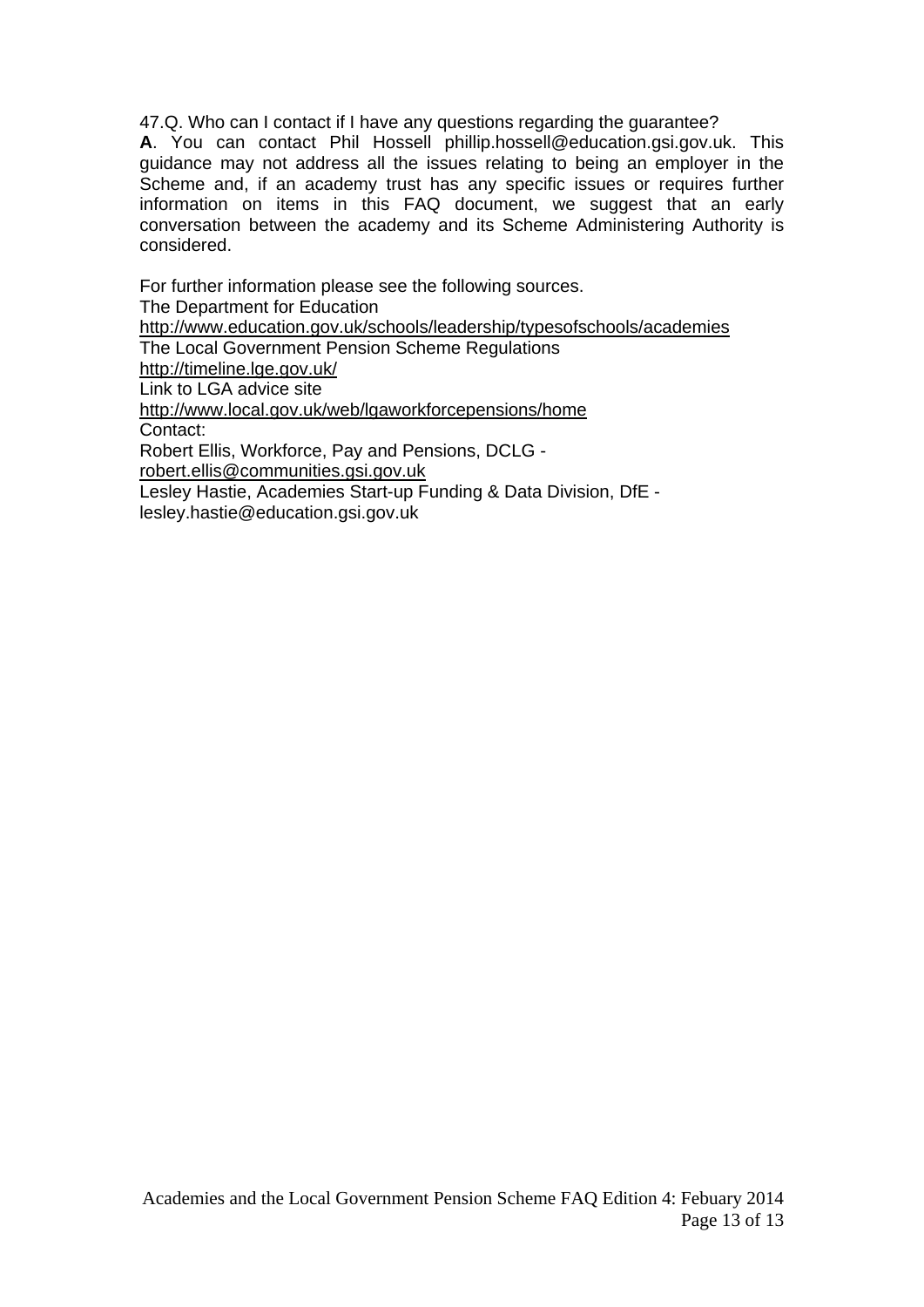47.Q. Who can I contact if I have any questions regarding the guarantee?

**A**. You can contact Phil Hossell phillip.hossell@education.gsi.gov.uk. This guidance may not address all the issues relating to being an employer in the Scheme and, if an academy trust has any specific issues or requires further information on items in this FAQ document, we suggest that an early conversation between the academy and its Scheme Administering Authority is considered.

For further information please see the following sources.
The Department for Education
http://www.education.gov.uk/schools/leadership/typesofschools/academies
The Local Government Pension Scheme Regulations
http://timeline.lge.gov.uk/
Link to LGA advice site
http://www.local.gov.uk/web/lgaworkforcepensions/home
Contact:
Robert Ellis, Workforce, Pay and Pensions, DCLG -
robert.ellis@communities.gsi.gov.uk
Lesley Hastie, Academies Start-up Funding & Data Division, DfE -
lesley.hastie@education.gsi.gov.uk